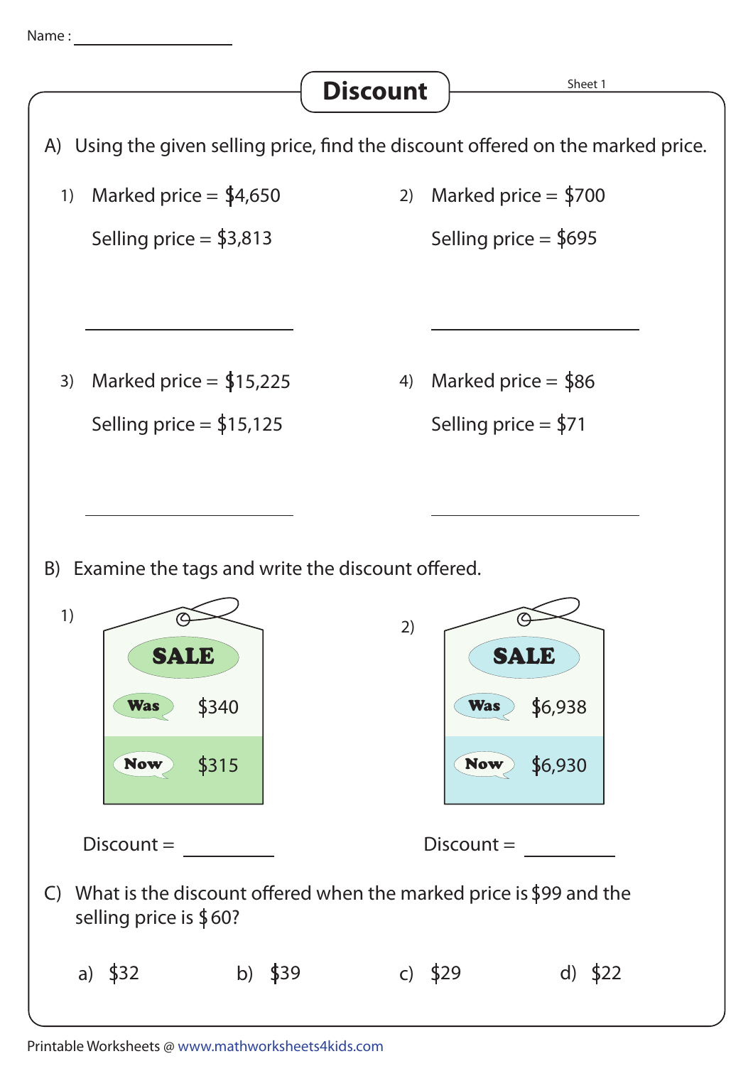Name : ________________

# Discount

Sheet 1

A) Using the given selling price, find the discount offered on the marked price.

1) Marked price = $4,650

   Selling price = $3,813

   ____________________

2) Marked price = $700

   Selling price = $695

   ____________________

3) Marked price = $15,225

   Selling price = $15,125

   ____________________

4) Marked price = $86

   Selling price = $71

   ____________________

B) Examine the tags and write the discount offered.

1) **SALE**

   **Was** $340

   **Now** $315

   Discount = __________

2) **SALE**

   **Was** $6,938

   **Now** $6,930

   Discount = __________

C) What is the discount offered when the marked price is $99 and the selling price is $60?

a) $32  b) $39  c) $29  d) $22

Printable Worksheets @ www.mathworksheets4kids.com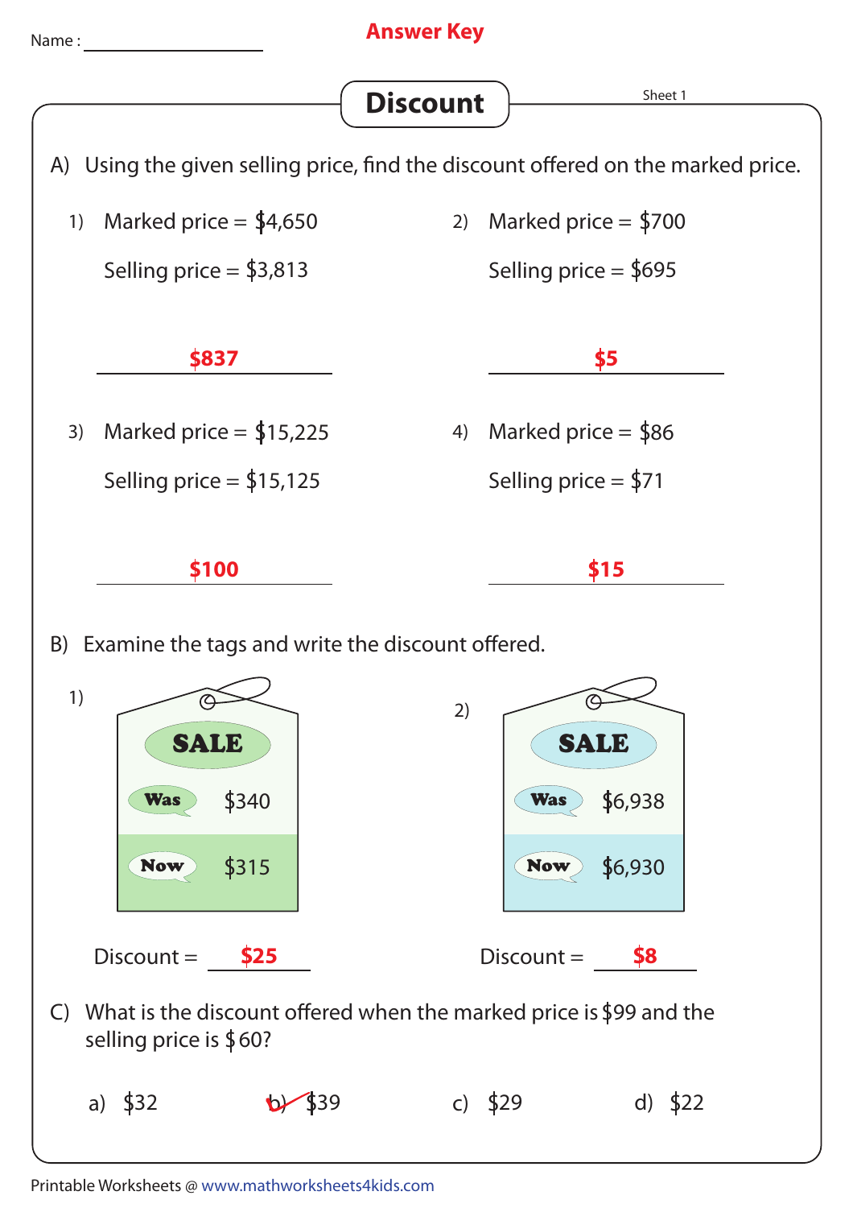Name : ____________

**Answer Key**

# Discount

Sheet 1

A) Using the given selling price, find the discount offered on the marked price.

1) Marked price = $4,650

Selling price = $3,813

**$837**

2) Marked price = $700

Selling price = $695

**$5**

3) Marked price = $15,225

Selling price = $15,125

**$100**

4) Marked price = $86

Selling price = $71

**$15**

B) Examine the tags and write the discount offered.

1) SALE

Was $340

Now $315

Discount = **$25**

2) SALE

Was $6,938

Now $6,930

Discount = **$8**

C) What is the discount offered when the marked price is $99 and the selling price is $60?

a) $32    b) $39 ✓    c) $29    d) $22

Printable Worksheets @ www.mathworksheets4kids.com